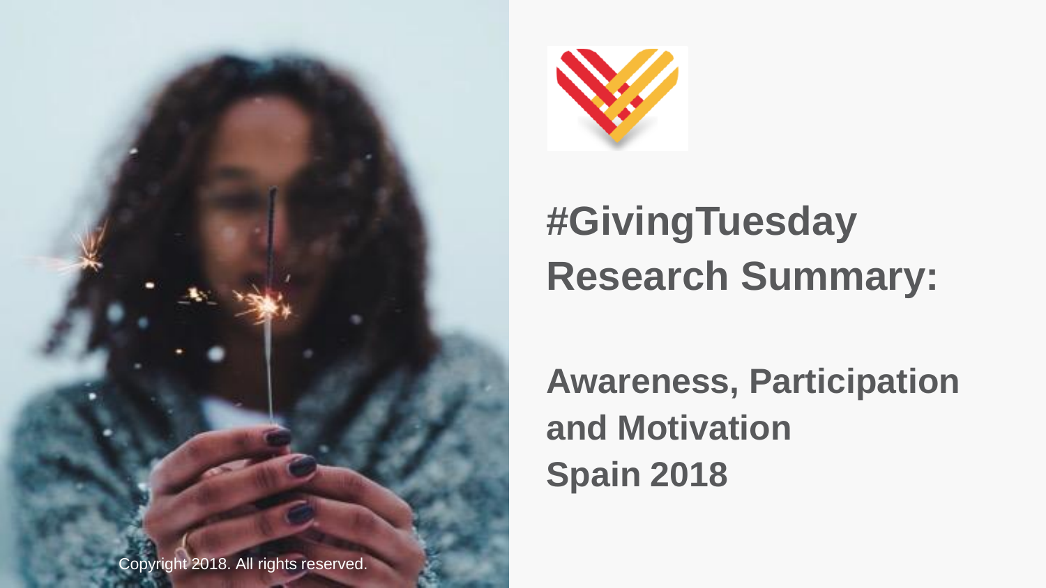# #GivingTuesday Research Summary:

## Awareness, Participation and Motivation Spain 2018

Copyright 2018. All rights reserved.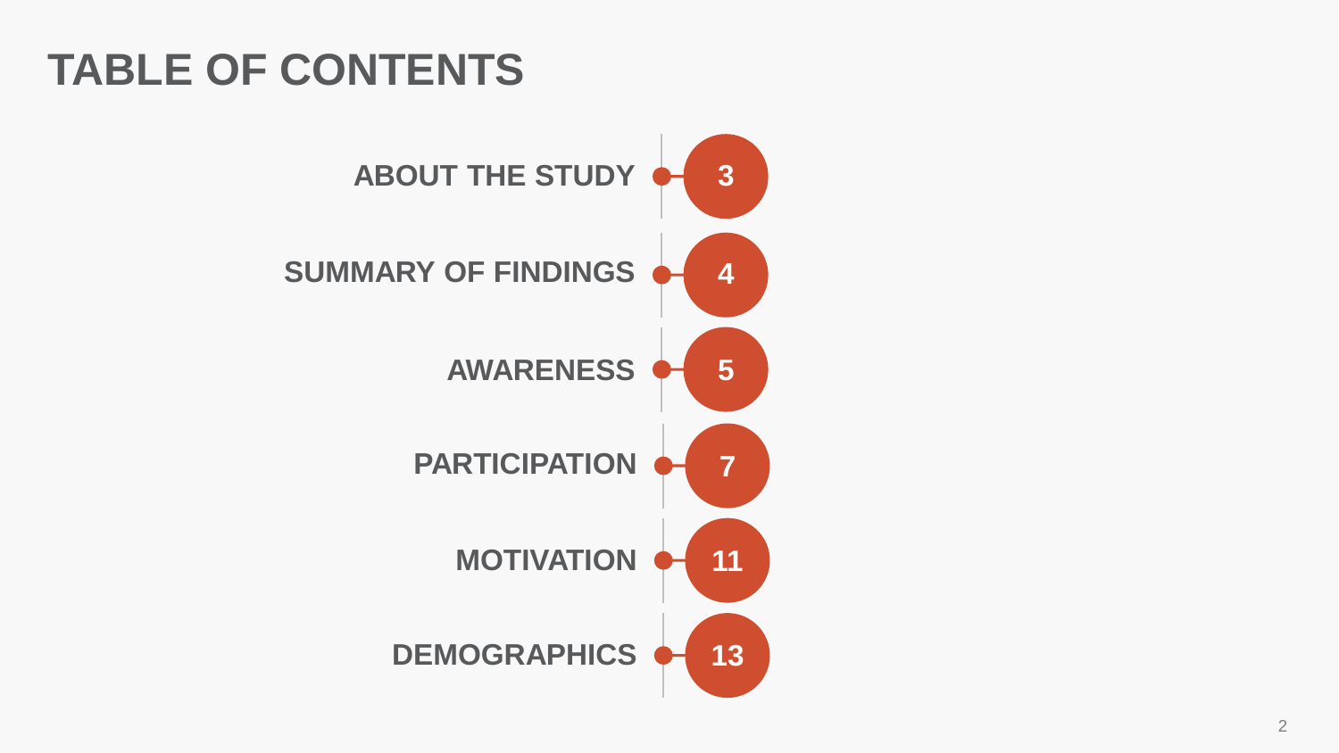# TABLE OF CONTENTS

| Section | Page |
|---|---|
| ABOUT THE STUDY | 3 |
| SUMMARY OF FINDINGS | 4 |
| AWARENESS | 5 |
| PARTICIPATION | 7 |
| MOTIVATION | 11 |
| DEMOGRAPHICS | 13 |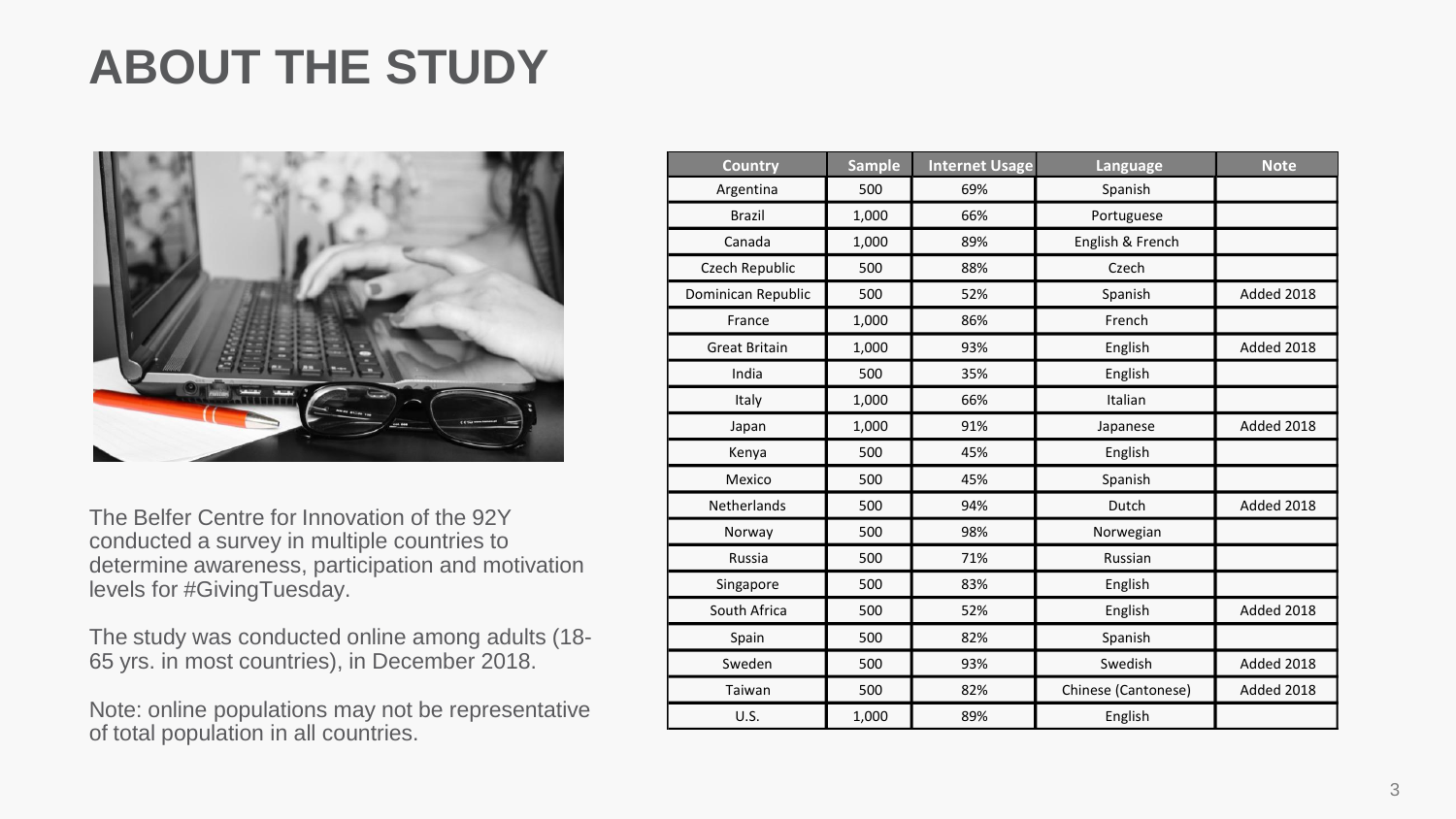# ABOUT THE STUDY

The Belfer Centre for Innovation of the 92Y conducted a survey in multiple countries to determine awareness, participation and motivation levels for #GivingTuesday.

The study was conducted online among adults (18-65 yrs. in most countries), in December 2018.

Note: online populations may not be representative of total population in all countries.

| Country | Sample | Internet Usage | Language | Note |
|---|---|---|---|---|
| Argentina | 500 | 69% | Spanish | |
| Brazil | 1,000 | 66% | Portuguese | |
| Canada | 1,000 | 89% | English & French | |
| Czech Republic | 500 | 88% | Czech | |
| Dominican Republic | 500 | 52% | Spanish | Added 2018 |
| France | 1,000 | 86% | French | |
| Great Britain | 1,000 | 93% | English | Added 2018 |
| India | 500 | 35% | English | |
| Italy | 1,000 | 66% | Italian | |
| Japan | 1,000 | 91% | Japanese | Added 2018 |
| Kenya | 500 | 45% | English | |
| Mexico | 500 | 45% | Spanish | |
| Netherlands | 500 | 94% | Dutch | Added 2018 |
| Norway | 500 | 98% | Norwegian | |
| Russia | 500 | 71% | Russian | |
| Singapore | 500 | 83% | English | |
| South Africa | 500 | 52% | English | Added 2018 |
| Spain | 500 | 82% | Spanish | |
| Sweden | 500 | 93% | Swedish | Added 2018 |
| Taiwan | 500 | 82% | Chinese (Cantonese) | Added 2018 |
| U.S. | 1,000 | 89% | English | |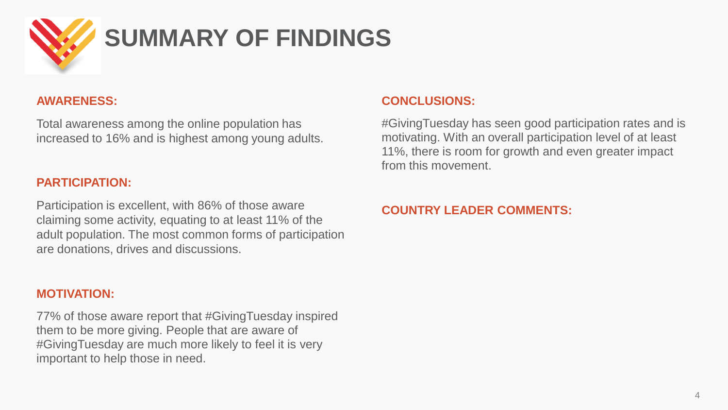# SUMMARY OF FINDINGS

## AWARENESS:

Total awareness among the online population has increased to 16% and is highest among young adults.

## PARTICIPATION:

Participation is excellent, with 86% of those aware claiming some activity, equating to at least 11% of the adult population. The most common forms of participation are donations, drives and discussions.

## MOTIVATION:

77% of those aware report that #GivingTuesday inspired them to be more giving. People that are aware of #GivingTuesday are much more likely to feel it is very important to help those in need.

## CONCLUSIONS:

#GivingTuesday has seen good participation rates and is motivating. With an overall participation level of at least 11%, there is room for growth and even greater impact from this movement.

## COUNTRY LEADER COMMENTS: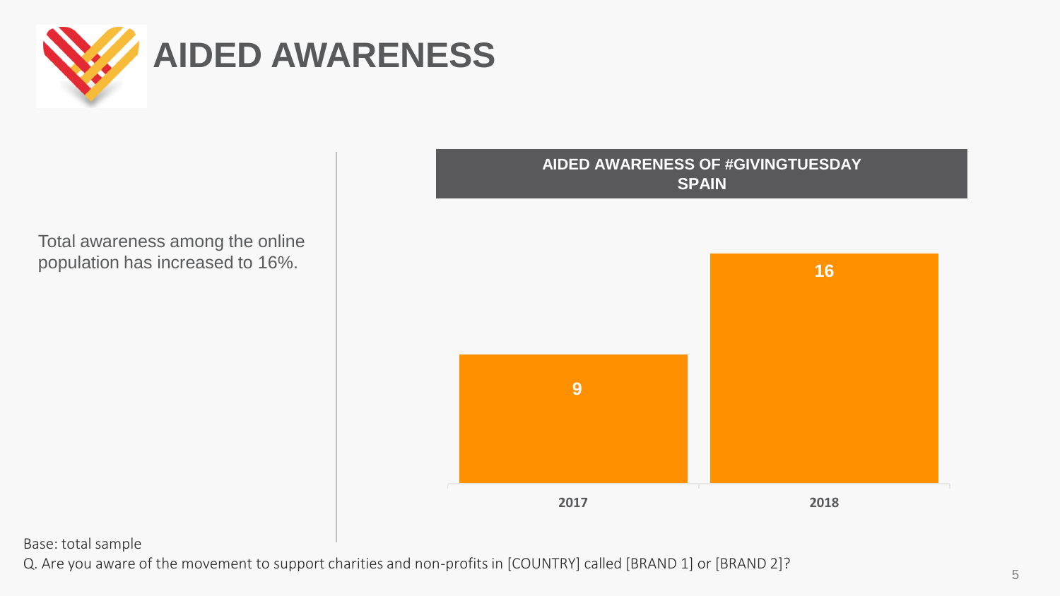# AIDED AWARENESS

Total awareness among the online population has increased to 16%.

**AIDED AWARENESS OF #GIVINGTUESDAY SPAIN**

| Year | Aided awareness |
|---|---|
| 2017 | 9 |
| 2018 | 16 |

Base: total sample

Q. Are you aware of the movement to support charities and non-profits in [COUNTRY] called [BRAND 1] or [BRAND 2]?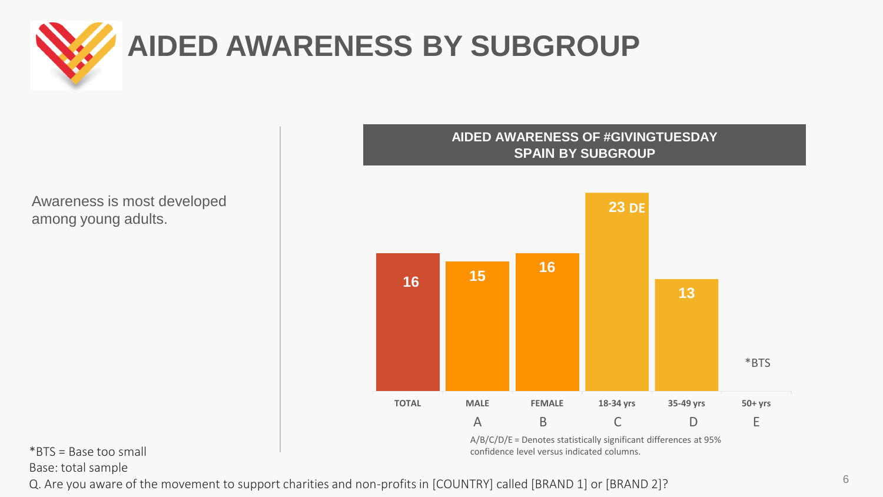# AIDED AWARENESS BY SUBGROUP

Awareness is most developed among young adults.

**AIDED AWARENESS OF #GIVINGTUESDAY SPAIN BY SUBGROUP**

| TOTAL | MALE | FEMALE | 18-34 yrs | 35-49 yrs | 50+ yrs |
|---|---|---|---|---|---|
| | A | B | C | D | E |
| 16 | 15 | 16 | 23 DE | 13 | *BTS |

A/B/C/D/E = Denotes statistically significant differences at 95% confidence level versus indicated columns.

*BTS = Base too small

Base: total sample

Q. Are you aware of the movement to support charities and non-profits in [COUNTRY] called [BRAND 1] or [BRAND 2]?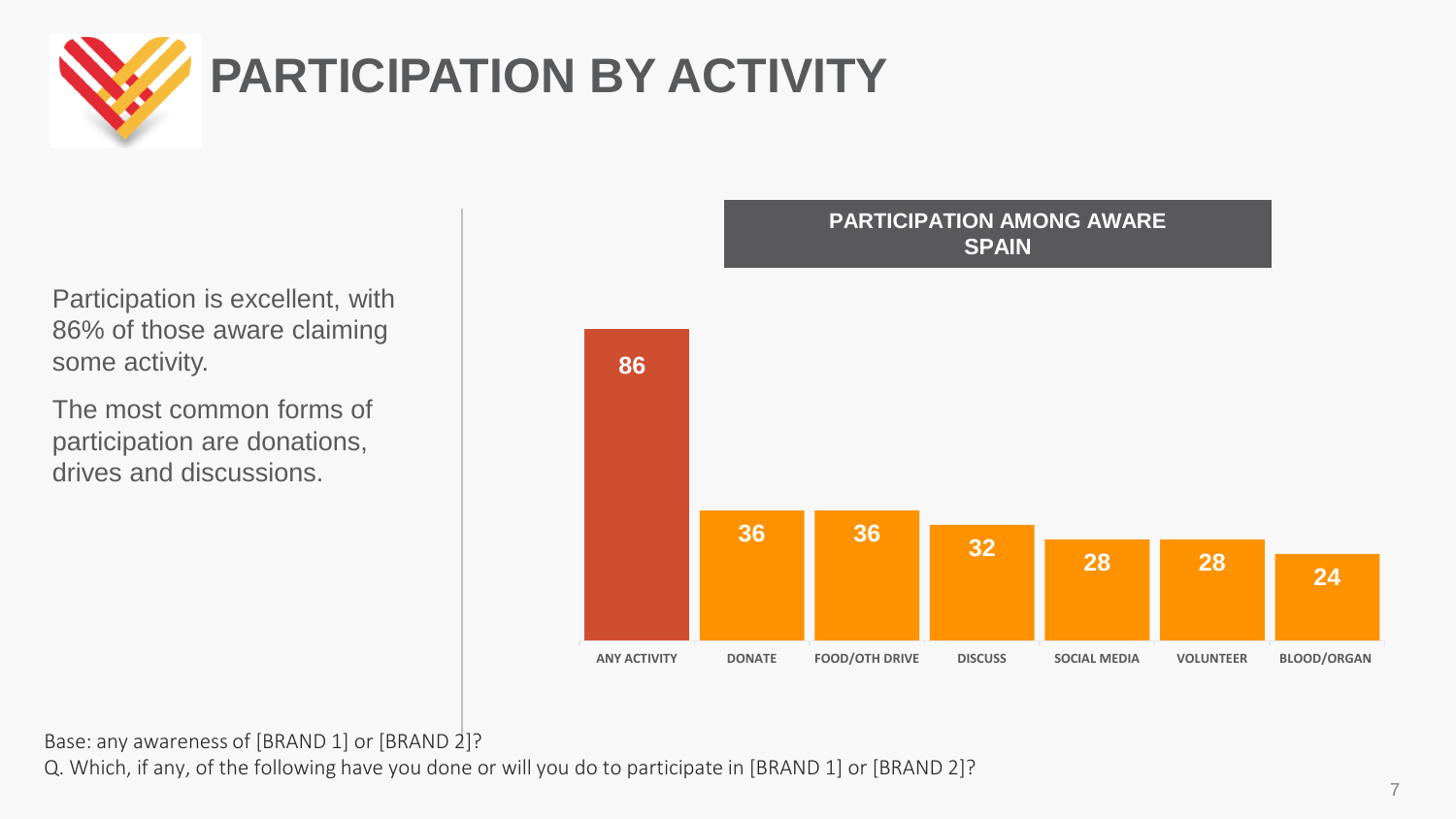# PARTICIPATION BY ACTIVITY

Participation is excellent, with 86% of those aware claiming some activity.

The most common forms of participation are donations, drives and discussions.

**PARTICIPATION AMONG AWARE SPAIN**

| ANY ACTIVITY | DONATE | FOOD/OTH DRIVE | DISCUSS | SOCIAL MEDIA | VOLUNTEER | BLOOD/ORGAN |
|---|---|---|---|---|---|---|
| 86 | 36 | 36 | 32 | 28 | 28 | 24 |

Base: any awareness of [BRAND 1] or [BRAND 2]?

Q. Which, if any, of the following have you done or will you do to participate in [BRAND 1] or [BRAND 2]?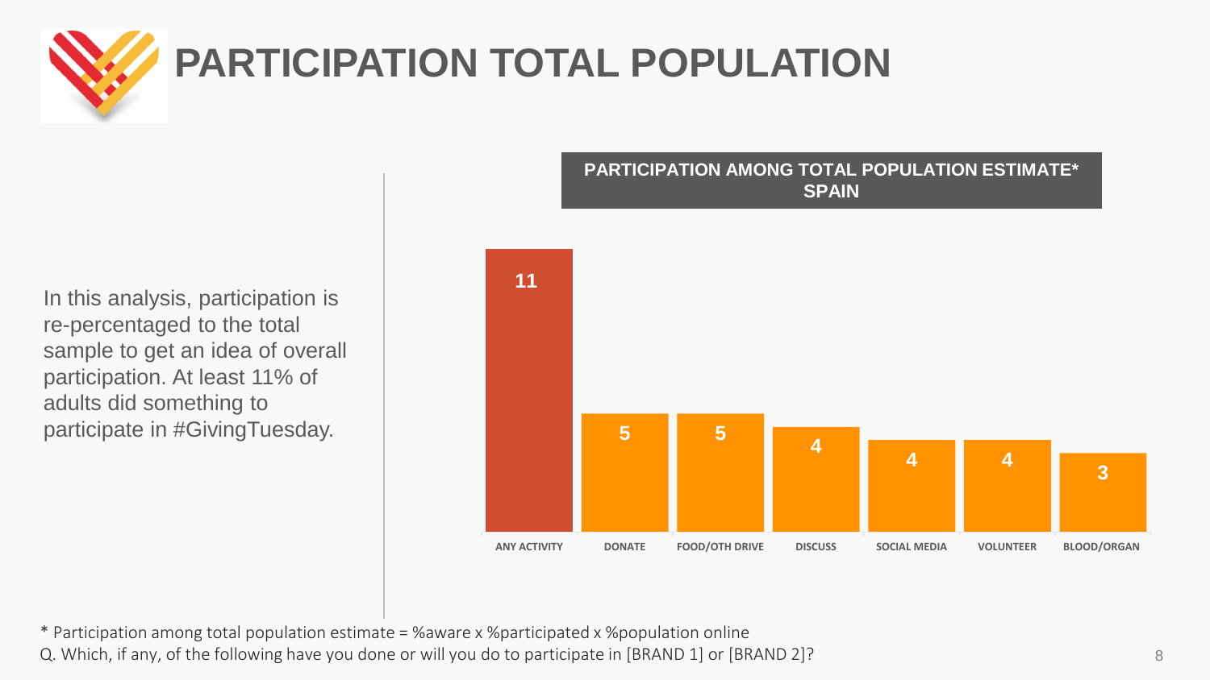# PARTICIPATION TOTAL POPULATION

In this analysis, participation is re-percentaged to the total sample to get an idea of overall participation. At least 11% of adults did something to participate in #GivingTuesday.

**PARTICIPATION AMONG TOTAL POPULATION ESTIMATE* SPAIN**

| ANY ACTIVITY | DONATE | FOOD/OTH DRIVE | DISCUSS | SOCIAL MEDIA | VOLUNTEER | BLOOD/ORGAN |
|---|---|---|---|---|---|---|
| 11 | 5 | 5 | 4 | 4 | 4 | 3 |

* Participation among total population estimate = %aware x %participated x %population online

Q. Which, if any, of the following have you done or will you do to participate in [BRAND 1] or [BRAND 2]?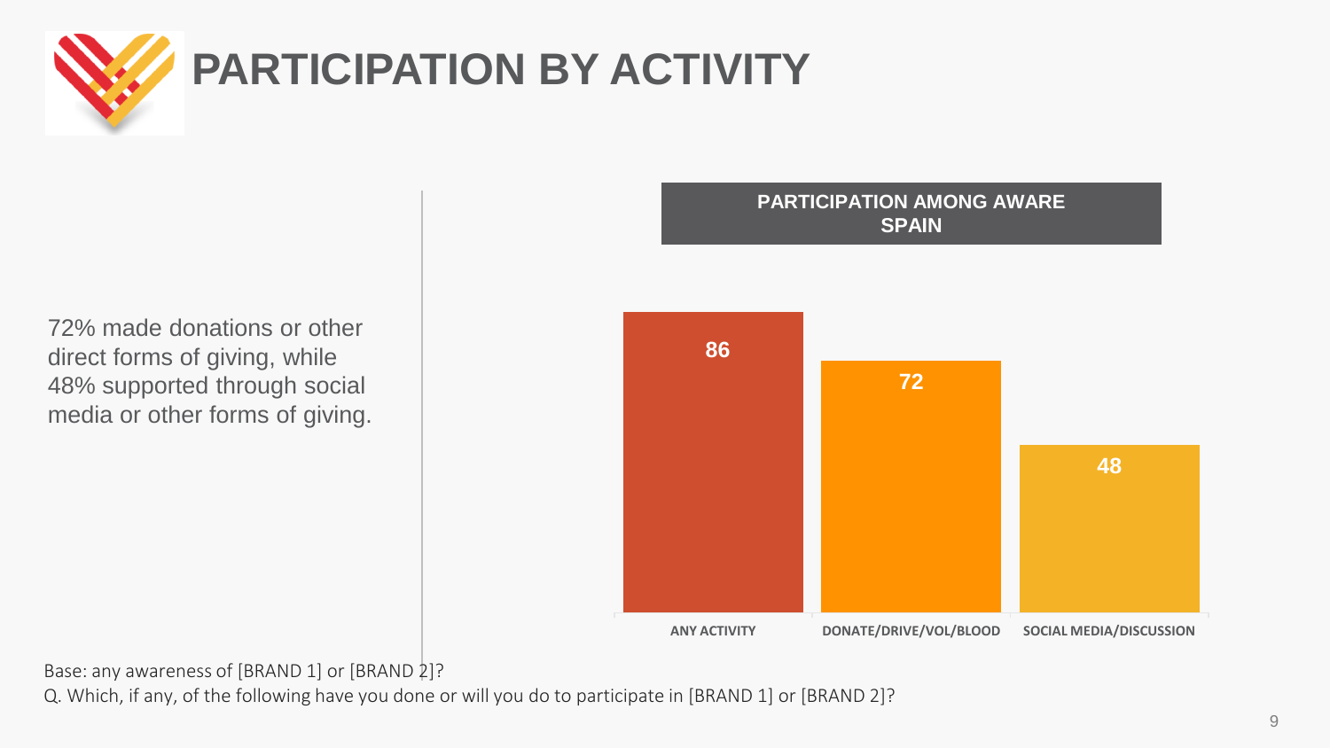# PARTICIPATION BY ACTIVITY

72% made donations or other direct forms of giving, while 48% supported through social media or other forms of giving.

**PARTICIPATION AMONG AWARE SPAIN**

| ANY ACTIVITY | DONATE/DRIVE/VOL/BLOOD | SOCIAL MEDIA/DISCUSSION |
|---|---|---|
| 86 | 72 | 48 |

Base: any awareness of [BRAND 1] or [BRAND 2]?

Q. Which, if any, of the following have you done or will you do to participate in [BRAND 1] or [BRAND 2]?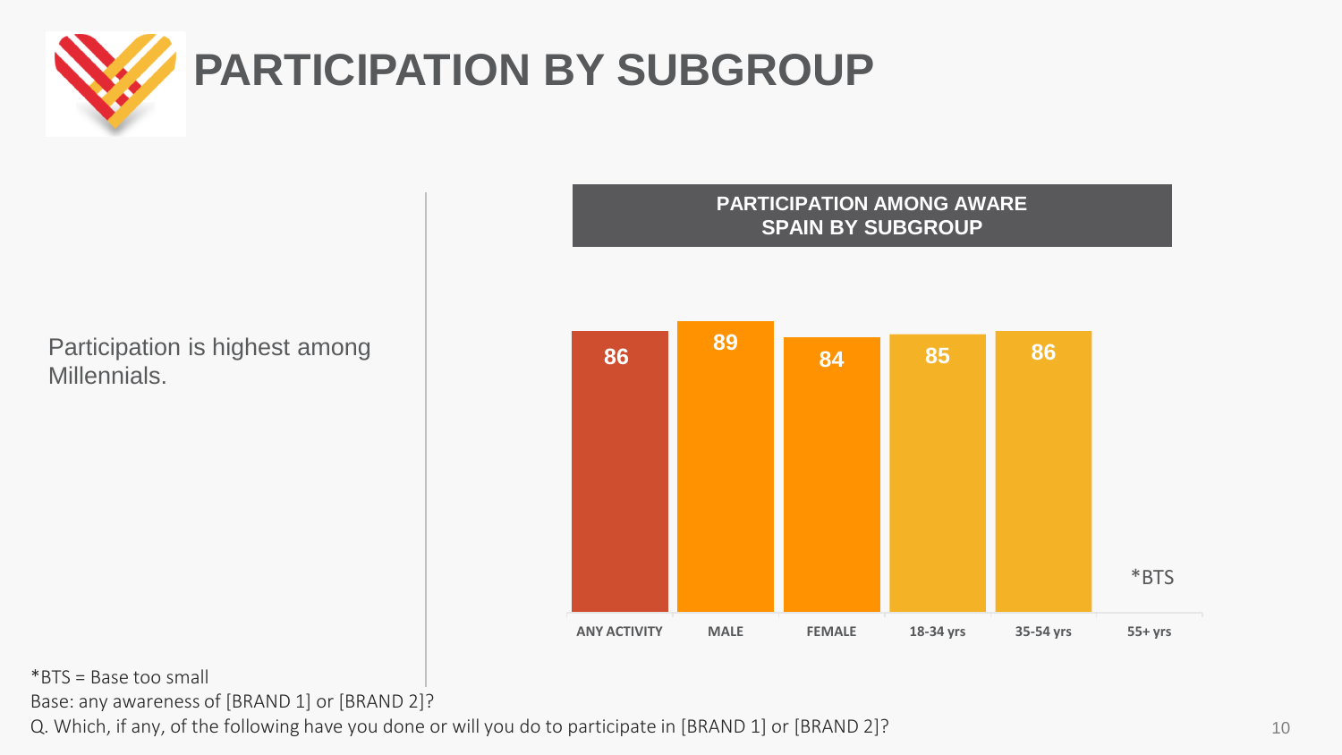# PARTICIPATION BY SUBGROUP

Participation is highest among Millennials.

**PARTICIPATION AMONG AWARE SPAIN BY SUBGROUP**

| ANY ACTIVITY | MALE | FEMALE | 18-34 yrs | 35-54 yrs | 55+ yrs |
|---|---|---|---|---|---|
| 86 | 89 | 84 | 85 | 86 | *BTS |

*BTS = Base too small

Base: any awareness of [BRAND 1] or [BRAND 2]?

Q. Which, if any, of the following have you done or will you do to participate in [BRAND 1] or [BRAND 2]?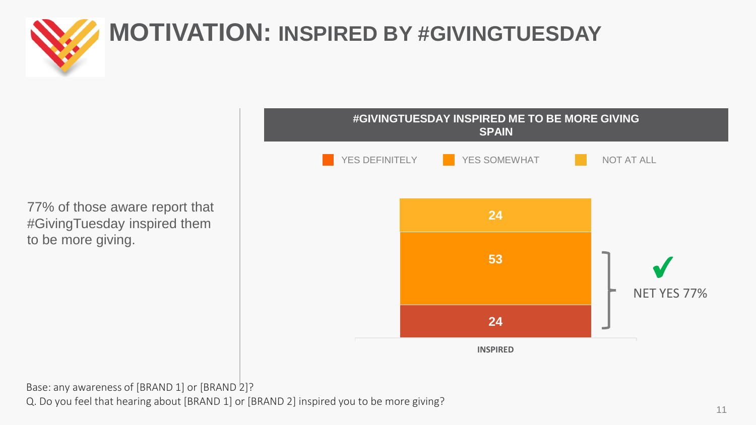# MOTIVATION: INSPIRED BY #GIVINGTUESDAY

77% of those aware report that #GivingTuesday inspired them to be more giving.

**#GIVINGTUESDAY INSPIRED ME TO BE MORE GIVING**
**SPAIN**

| INSPIRED | % |
|---|---|
| YES DEFINITELY | 24 |
| YES SOMEWHAT | 53 |
| NOT AT ALL | 24 |

NET YES 77%

Base: any awareness of [BRAND 1] or [BRAND 2]?

Q. Do you feel that hearing about [BRAND 1] or [BRAND 2] inspired you to be more giving?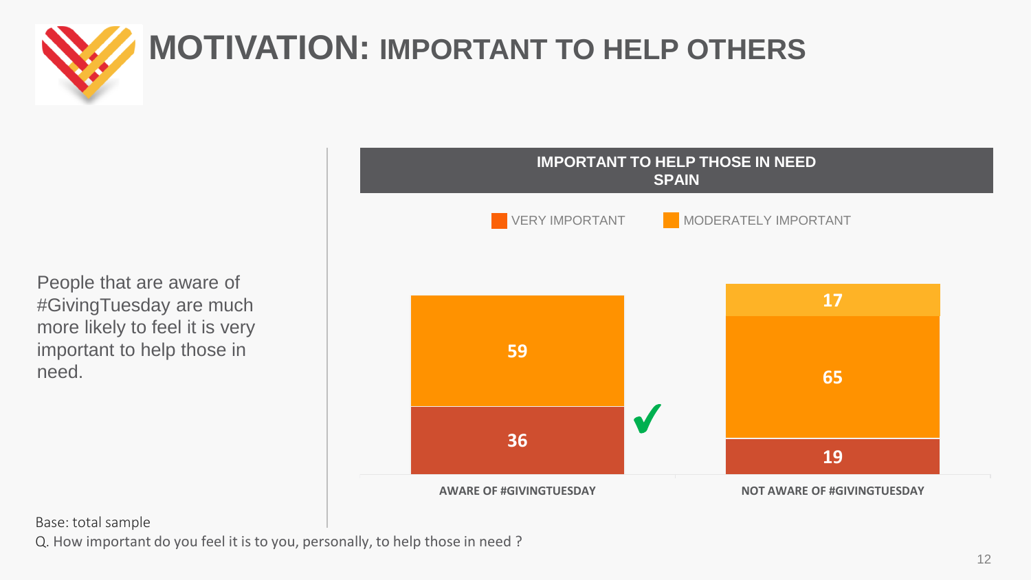# MOTIVATION: IMPORTANT TO HELP OTHERS

People that are aware of #GivingTuesday are much more likely to feel it is very important to help those in need.

**IMPORTANT TO HELP THOSE IN NEED**
**SPAIN**

| | VERY IMPORTANT | MODERATELY IMPORTANT | |
|---|---|---|---|
| AWARE OF #GIVINGTUESDAY | 36 | 59 | |
| NOT AWARE OF #GIVINGTUESDAY | 19 | 65 | 17 |

Base: total sample

Q. How important do you feel it is to you, personally, to help those in need ?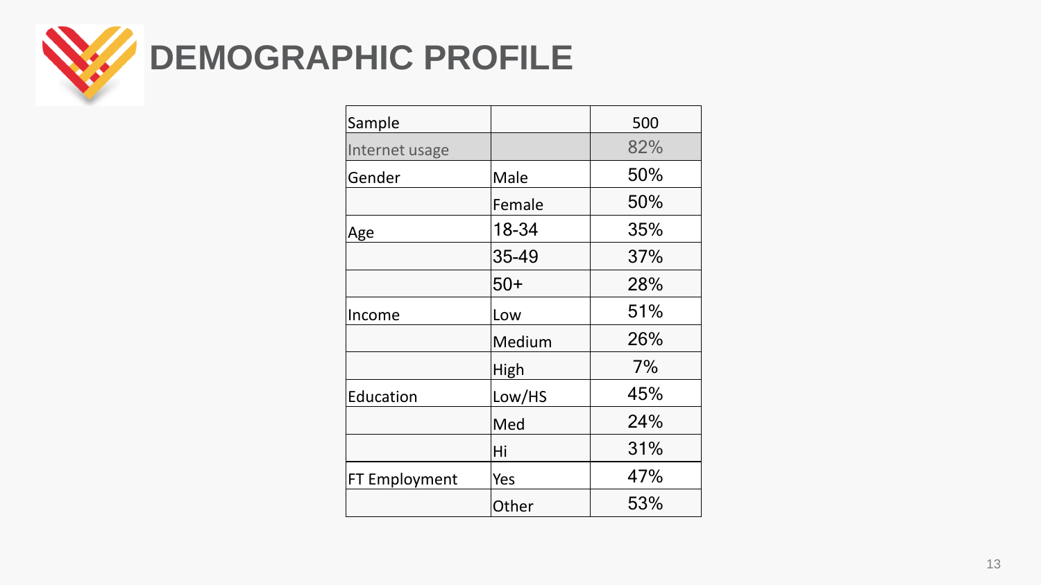# DEMOGRAPHIC PROFILE

| | | |
|---|---|---|
| Sample | | 500 |
| Internet usage | | 82% |
| Gender | Male | 50% |
| | Female | 50% |
| Age | 18-34 | 35% |
| | 35-49 | 37% |
| | 50+ | 28% |
| Income | Low | 51% |
| | Medium | 26% |
| | High | 7% |
| Education | Low/HS | 45% |
| | Med | 24% |
| | Hi | 31% |
| FT Employment | Yes | 47% |
| | Other | 53% |